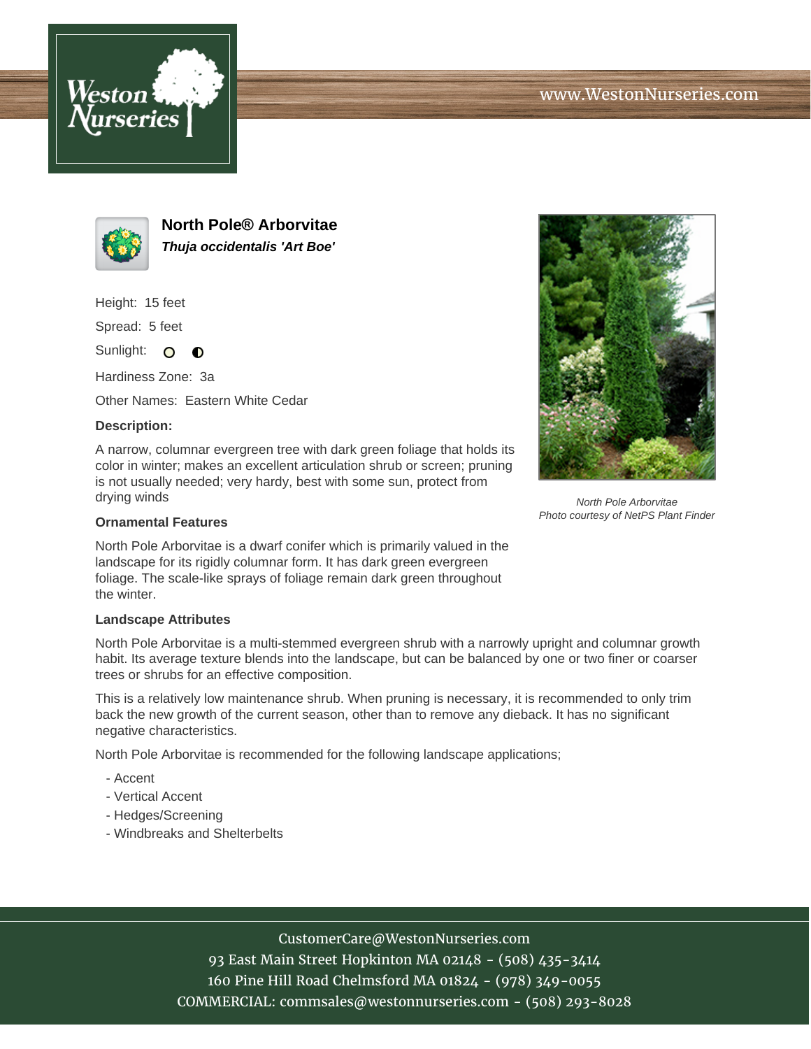www.WestonNurseries.com

# North Pole® Arborvitae

***Thuja occidentalis 'Art Boe'***

Height: 15 feet

Spread: 5 feet

Sunlight: ○ ◐

Hardiness Zone: 3a

Other Names: Eastern White Cedar

**Description:**

A narrow, columnar evergreen tree with dark green foliage that holds its color in winter; makes an excellent articulation shrub or screen; pruning is not usually needed; very hardy, best with some sun, protect from drying winds

*North Pole Arborvitae*
*Photo courtesy of NetPS Plant Finder*

**Ornamental Features**

North Pole Arborvitae is a dwarf conifer which is primarily valued in the landscape for its rigidly columnar form. It has dark green evergreen foliage. The scale-like sprays of foliage remain dark green throughout the winter.

**Landscape Attributes**

North Pole Arborvitae is a multi-stemmed evergreen shrub with a narrowly upright and columnar growth habit. Its average texture blends into the landscape, but can be balanced by one or two finer or coarser trees or shrubs for an effective composition.

This is a relatively low maintenance shrub. When pruning is necessary, it is recommended to only trim back the new growth of the current season, other than to remove any dieback. It has no significant negative characteristics.

North Pole Arborvitae is recommended for the following landscape applications;

- Accent
- Vertical Accent
- Hedges/Screening
- Windbreaks and Shelterbelts

CustomerCare@WestonNurseries.com
93 East Main Street Hopkinton MA 02148 - (508) 435-3414
160 Pine Hill Road Chelmsford MA 01824 - (978) 349-0055
COMMERCIAL: commsales@westonnurseries.com - (508) 293-8028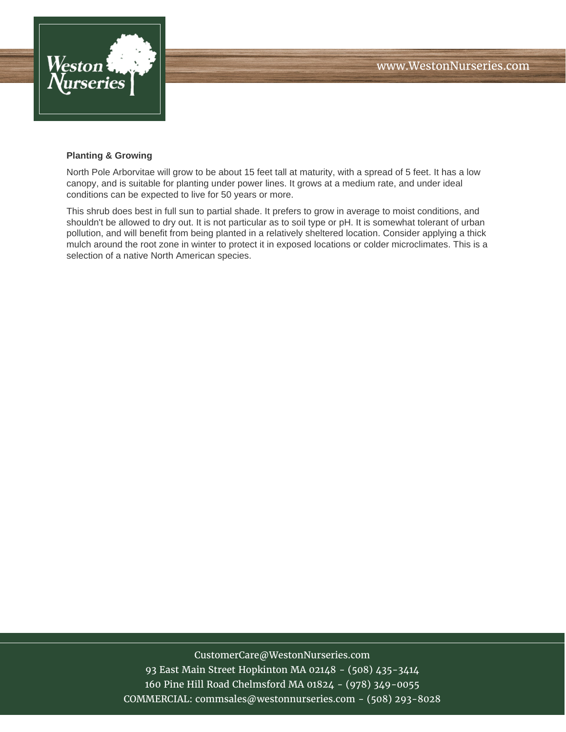### Planting & Growing

North Pole Arborvitae will grow to be about 15 feet tall at maturity, with a spread of 5 feet. It has a low canopy, and is suitable for planting under power lines. It grows at a medium rate, and under ideal conditions can be expected to live for 50 years or more.

This shrub does best in full sun to partial shade. It prefers to grow in average to moist conditions, and shouldn't be allowed to dry out. It is not particular as to soil type or pH. It is somewhat tolerant of urban pollution, and will benefit from being planted in a relatively sheltered location. Consider applying a thick mulch around the root zone in winter to protect it in exposed locations or colder microclimates. This is a selection of a native North American species.